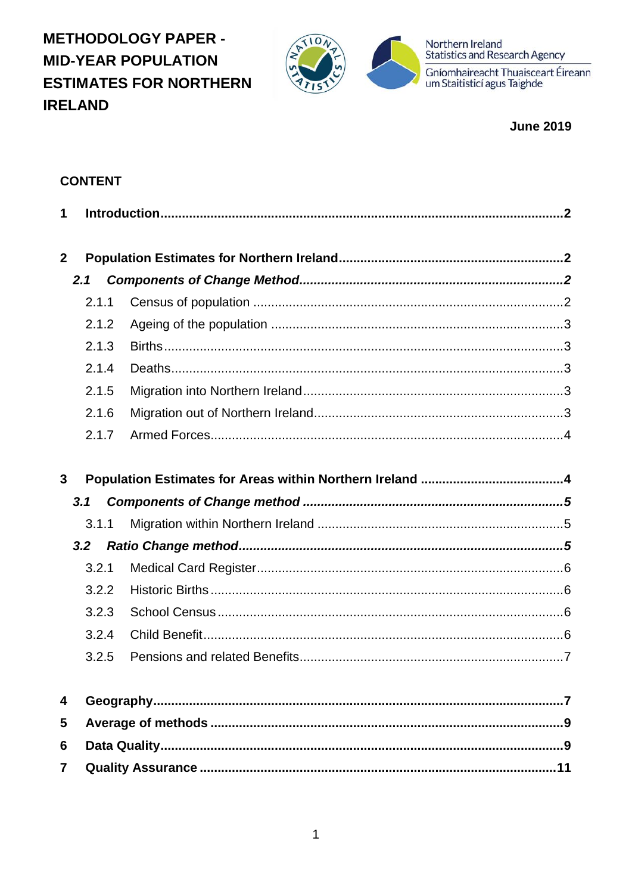# METHODOLOGY PAPER - MID-YEAR POPULATION ESTIMATES FOR NORTHERN IRELAND

Northern Ireland Statistics and Research Agency

Gníomhaireacht Thuaisceart Éireann um Staitisticí agus Taighde

**June 2019**

## CONTENT

**1 Introduction** ........ **2**

**2 Population Estimates for Northern Ireland** ........ **2**

***2.1 Components of Change Method*** ........ ***2***

2.1.1 Census of population ........ 2

2.1.2 Ageing of the population ........ 3

2.1.3 Births ........ 3

2.1.4 Deaths ........ 3

2.1.5 Migration into Northern Ireland ........ 3

2.1.6 Migration out of Northern Ireland ........ 3

2.1.7 Armed Forces ........ 4

**3 Population Estimates for Areas within Northern Ireland** ........ **4**

***3.1 Components of Change method*** ........ ***5***

3.1.1 Migration within Northern Ireland ........ 5

***3.2 Ratio Change method*** ........ ***5***

3.2.1 Medical Card Register ........ 6

3.2.2 Historic Births ........ 6

3.2.3 School Census ........ 6

3.2.4 Child Benefit ........ 6

3.2.5 Pensions and related Benefits ........ 7

**4 Geography** ........ **7**

**5 Average of methods** ........ **9**

**6 Data Quality** ........ **9**

**7 Quality Assurance** ........ **11**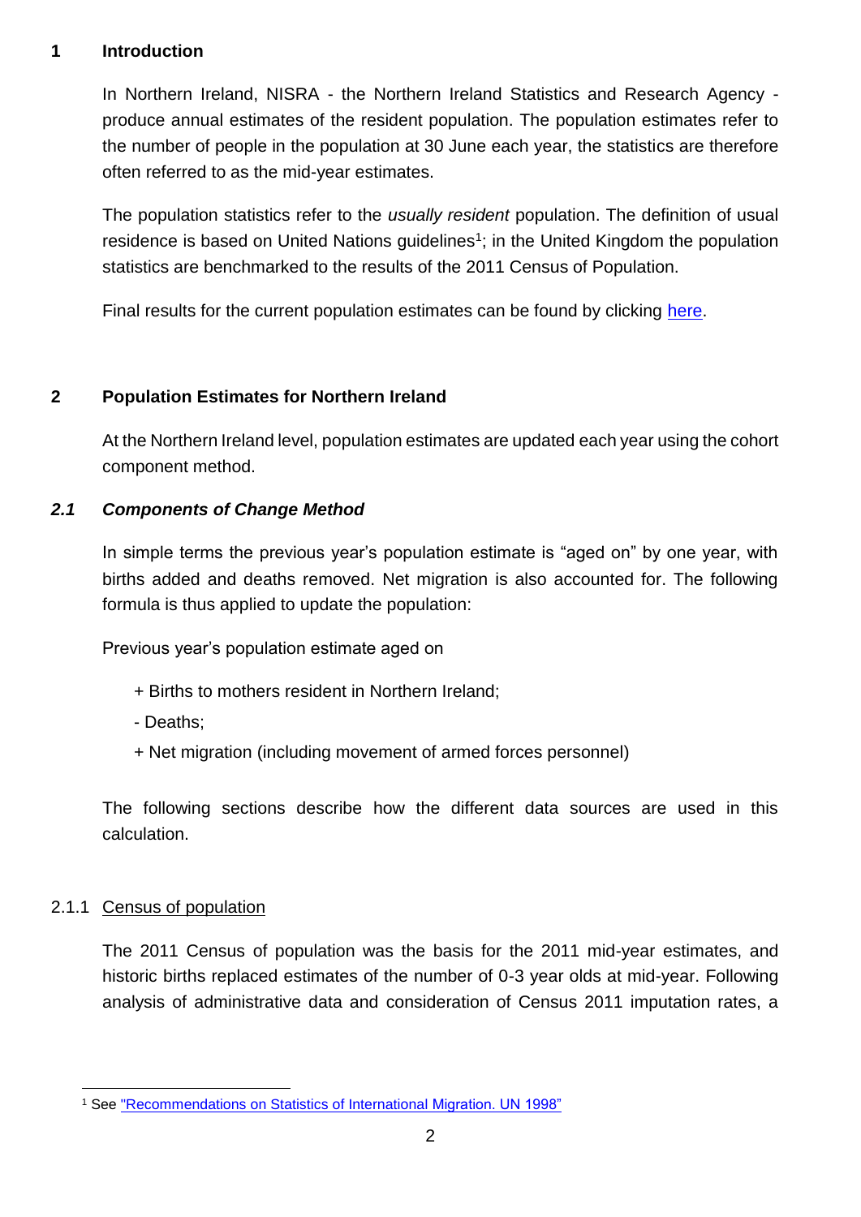## 1 Introduction

In Northern Ireland, NISRA - the Northern Ireland Statistics and Research Agency - produce annual estimates of the resident population. The population estimates refer to the number of people in the population at 30 June each year, the statistics are therefore often referred to as the mid-year estimates.

The population statistics refer to the *usually resident* population. The definition of usual residence is based on United Nations guidelines[1]; in the United Kingdom the population statistics are benchmarked to the results of the 2011 Census of Population.

Final results for the current population estimates can be found by clicking here.

## 2 Population Estimates for Northern Ireland

At the Northern Ireland level, population estimates are updated each year using the cohort component method.

### *2.1 Components of Change Method*

In simple terms the previous year's population estimate is "aged on" by one year, with births added and deaths removed. Net migration is also accounted for. The following formula is thus applied to update the population:

Previous year's population estimate aged on

+ Births to mothers resident in Northern Ireland;

- Deaths;

+ Net migration (including movement of armed forces personnel)

The following sections describe how the different data sources are used in this calculation.

#### 2.1.1 Census of population

The 2011 Census of population was the basis for the 2011 mid-year estimates, and historic births replaced estimates of the number of 0-3 year olds at mid-year. Following analysis of administrative data and consideration of Census 2011 imputation rates, a

[1] See "Recommendations on Statistics of International Migration. UN 1998"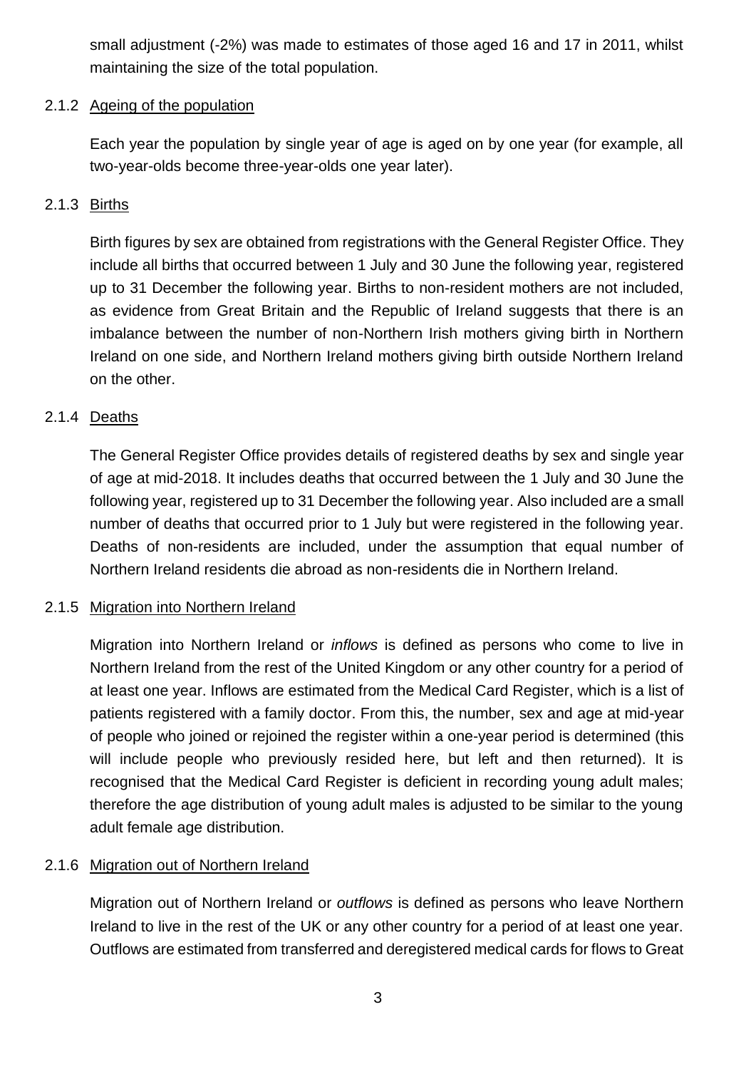small adjustment (-2%) was made to estimates of those aged 16 and 17 in 2011, whilst maintaining the size of the total population.

#### 2.1.2 Ageing of the population

Each year the population by single year of age is aged on by one year (for example, all two-year-olds become three-year-olds one year later).

#### 2.1.3 Births

Birth figures by sex are obtained from registrations with the General Register Office. They include all births that occurred between 1 July and 30 June the following year, registered up to 31 December the following year. Births to non-resident mothers are not included, as evidence from Great Britain and the Republic of Ireland suggests that there is an imbalance between the number of non-Northern Irish mothers giving birth in Northern Ireland on one side, and Northern Ireland mothers giving birth outside Northern Ireland on the other.

#### 2.1.4 Deaths

The General Register Office provides details of registered deaths by sex and single year of age at mid-2018. It includes deaths that occurred between the 1 July and 30 June the following year, registered up to 31 December the following year. Also included are a small number of deaths that occurred prior to 1 July but were registered in the following year. Deaths of non-residents are included, under the assumption that equal number of Northern Ireland residents die abroad as non-residents die in Northern Ireland.

#### 2.1.5 Migration into Northern Ireland

Migration into Northern Ireland or *inflows* is defined as persons who come to live in Northern Ireland from the rest of the United Kingdom or any other country for a period of at least one year. Inflows are estimated from the Medical Card Register, which is a list of patients registered with a family doctor. From this, the number, sex and age at mid-year of people who joined or rejoined the register within a one-year period is determined (this will include people who previously resided here, but left and then returned). It is recognised that the Medical Card Register is deficient in recording young adult males; therefore the age distribution of young adult males is adjusted to be similar to the young adult female age distribution.

#### 2.1.6 Migration out of Northern Ireland

Migration out of Northern Ireland or *outflows* is defined as persons who leave Northern Ireland to live in the rest of the UK or any other country for a period of at least one year. Outflows are estimated from transferred and deregistered medical cards for flows to Great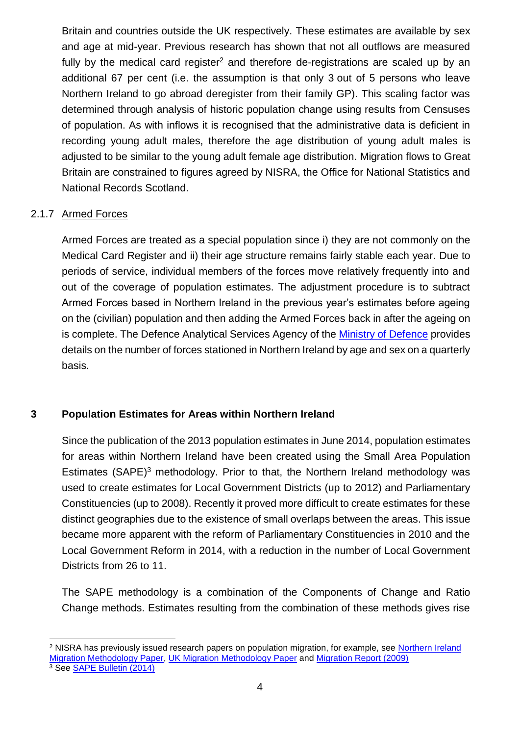Britain and countries outside the UK respectively. These estimates are available by sex and age at mid-year. Previous research has shown that not all outflows are measured fully by the medical card register[2] and therefore de-registrations are scaled up by an additional 67 per cent (i.e. the assumption is that only 3 out of 5 persons who leave Northern Ireland to go abroad deregister from their family GP). This scaling factor was determined through analysis of historic population change using results from Censuses of population. As with inflows it is recognised that the administrative data is deficient in recording young adult males, therefore the age distribution of young adult males is adjusted to be similar to the young adult female age distribution. Migration flows to Great Britain are constrained to figures agreed by NISRA, the Office for National Statistics and National Records Scotland.

#### 2.1.7 Armed Forces

Armed Forces are treated as a special population since i) they are not commonly on the Medical Card Register and ii) their age structure remains fairly stable each year. Due to periods of service, individual members of the forces move relatively frequently into and out of the coverage of population estimates. The adjustment procedure is to subtract Armed Forces based in Northern Ireland in the previous year's estimates before ageing on the (civilian) population and then adding the Armed Forces back in after the ageing on is complete. The Defence Analytical Services Agency of the Ministry of Defence provides details on the number of forces stationed in Northern Ireland by age and sex on a quarterly basis.

## 3 Population Estimates for Areas within Northern Ireland

Since the publication of the 2013 population estimates in June 2014, population estimates for areas within Northern Ireland have been created using the Small Area Population Estimates (SAPE)[3] methodology. Prior to that, the Northern Ireland methodology was used to create estimates for Local Government Districts (up to 2012) and Parliamentary Constituencies (up to 2008). Recently it proved more difficult to create estimates for these distinct geographies due to the existence of small overlaps between the areas. This issue became more apparent with the reform of Parliamentary Constituencies in 2010 and the Local Government Reform in 2014, with a reduction in the number of Local Government Districts from 26 to 11.

The SAPE methodology is a combination of the Components of Change and Ratio Change methods. Estimates resulting from the combination of these methods gives rise

---

[2] NISRA has previously issued research papers on population migration, for example, see Northern Ireland Migration Methodology Paper, UK Migration Methodology Paper and Migration Report (2009)

[3] See SAPE Bulletin (2014)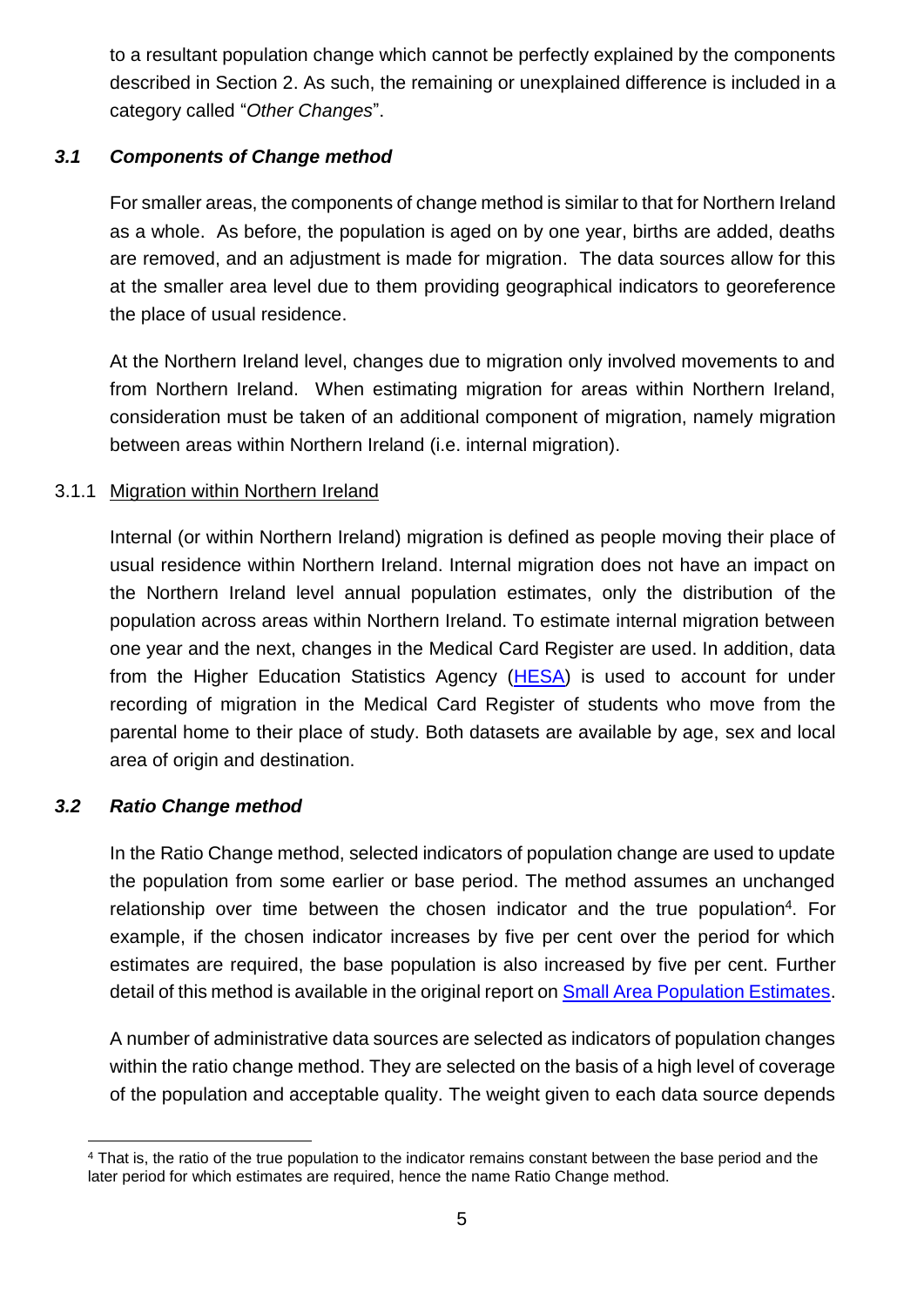to a resultant population change which cannot be perfectly explained by the components described in Section 2. As such, the remaining or unexplained difference is included in a category called "*Other Changes*".

### *3.1 Components of Change method*

For smaller areas, the components of change method is similar to that for Northern Ireland as a whole. As before, the population is aged on by one year, births are added, deaths are removed, and an adjustment is made for migration. The data sources allow for this at the smaller area level due to them providing geographical indicators to georeference the place of usual residence.

At the Northern Ireland level, changes due to migration only involved movements to and from Northern Ireland. When estimating migration for areas within Northern Ireland, consideration must be taken of an additional component of migration, namely migration between areas within Northern Ireland (i.e. internal migration).

#### 3.1.1 Migration within Northern Ireland

Internal (or within Northern Ireland) migration is defined as people moving their place of usual residence within Northern Ireland. Internal migration does not have an impact on the Northern Ireland level annual population estimates, only the distribution of the population across areas within Northern Ireland. To estimate internal migration between one year and the next, changes in the Medical Card Register are used. In addition, data from the Higher Education Statistics Agency (HESA) is used to account for under recording of migration in the Medical Card Register of students who move from the parental home to their place of study. Both datasets are available by age, sex and local area of origin and destination.

### *3.2 Ratio Change method*

In the Ratio Change method, selected indicators of population change are used to update the population from some earlier or base period. The method assumes an unchanged relationship over time between the chosen indicator and the true population[4]. For example, if the chosen indicator increases by five per cent over the period for which estimates are required, the base population is also increased by five per cent. Further detail of this method is available in the original report on Small Area Population Estimates.

A number of administrative data sources are selected as indicators of population changes within the ratio change method. They are selected on the basis of a high level of coverage of the population and acceptable quality. The weight given to each data source depends

[4] That is, the ratio of the true population to the indicator remains constant between the base period and the later period for which estimates are required, hence the name Ratio Change method.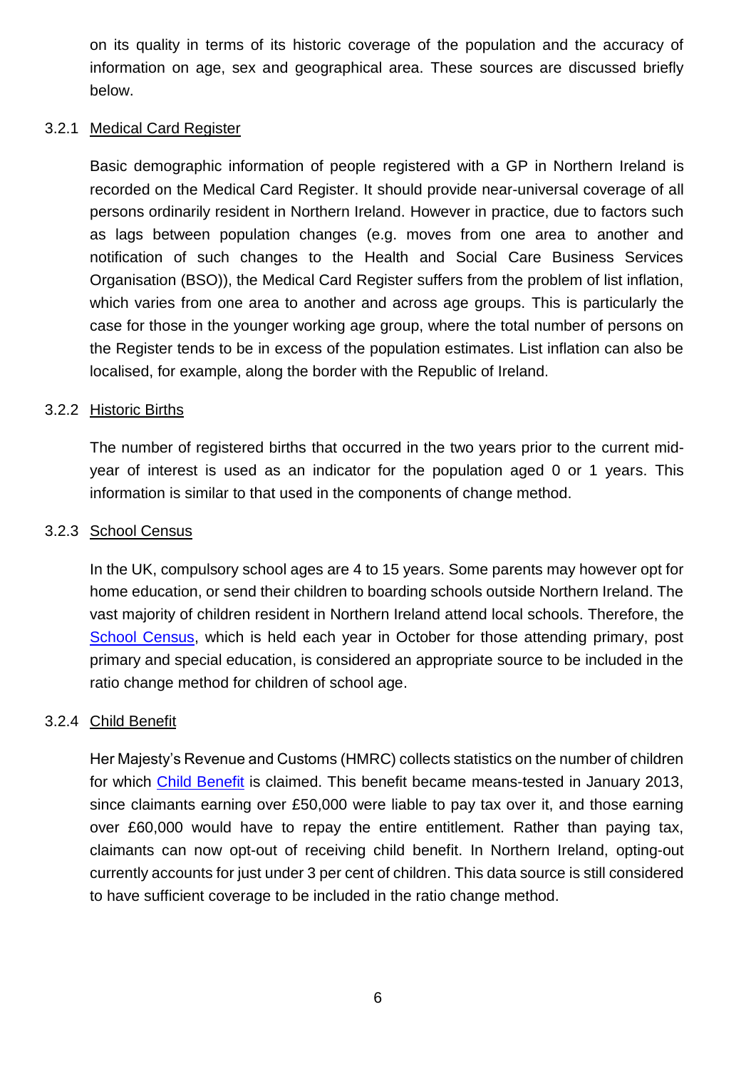on its quality in terms of its historic coverage of the population and the accuracy of information on age, sex and geographical area. These sources are discussed briefly below.

### 3.2.1 Medical Card Register

Basic demographic information of people registered with a GP in Northern Ireland is recorded on the Medical Card Register. It should provide near-universal coverage of all persons ordinarily resident in Northern Ireland. However in practice, due to factors such as lags between population changes (e.g. moves from one area to another and notification of such changes to the Health and Social Care Business Services Organisation (BSO)), the Medical Card Register suffers from the problem of list inflation, which varies from one area to another and across age groups. This is particularly the case for those in the younger working age group, where the total number of persons on the Register tends to be in excess of the population estimates. List inflation can also be localised, for example, along the border with the Republic of Ireland.

### 3.2.2 Historic Births

The number of registered births that occurred in the two years prior to the current mid-year of interest is used as an indicator for the population aged 0 or 1 years. This information is similar to that used in the components of change method.

### 3.2.3 School Census

In the UK, compulsory school ages are 4 to 15 years. Some parents may however opt for home education, or send their children to boarding schools outside Northern Ireland. The vast majority of children resident in Northern Ireland attend local schools. Therefore, the School Census, which is held each year in October for those attending primary, post primary and special education, is considered an appropriate source to be included in the ratio change method for children of school age.

### 3.2.4 Child Benefit

Her Majesty's Revenue and Customs (HMRC) collects statistics on the number of children for which Child Benefit is claimed. This benefit became means-tested in January 2013, since claimants earning over £50,000 were liable to pay tax over it, and those earning over £60,000 would have to repay the entire entitlement. Rather than paying tax, claimants can now opt-out of receiving child benefit. In Northern Ireland, opting-out currently accounts for just under 3 per cent of children. This data source is still considered to have sufficient coverage to be included in the ratio change method.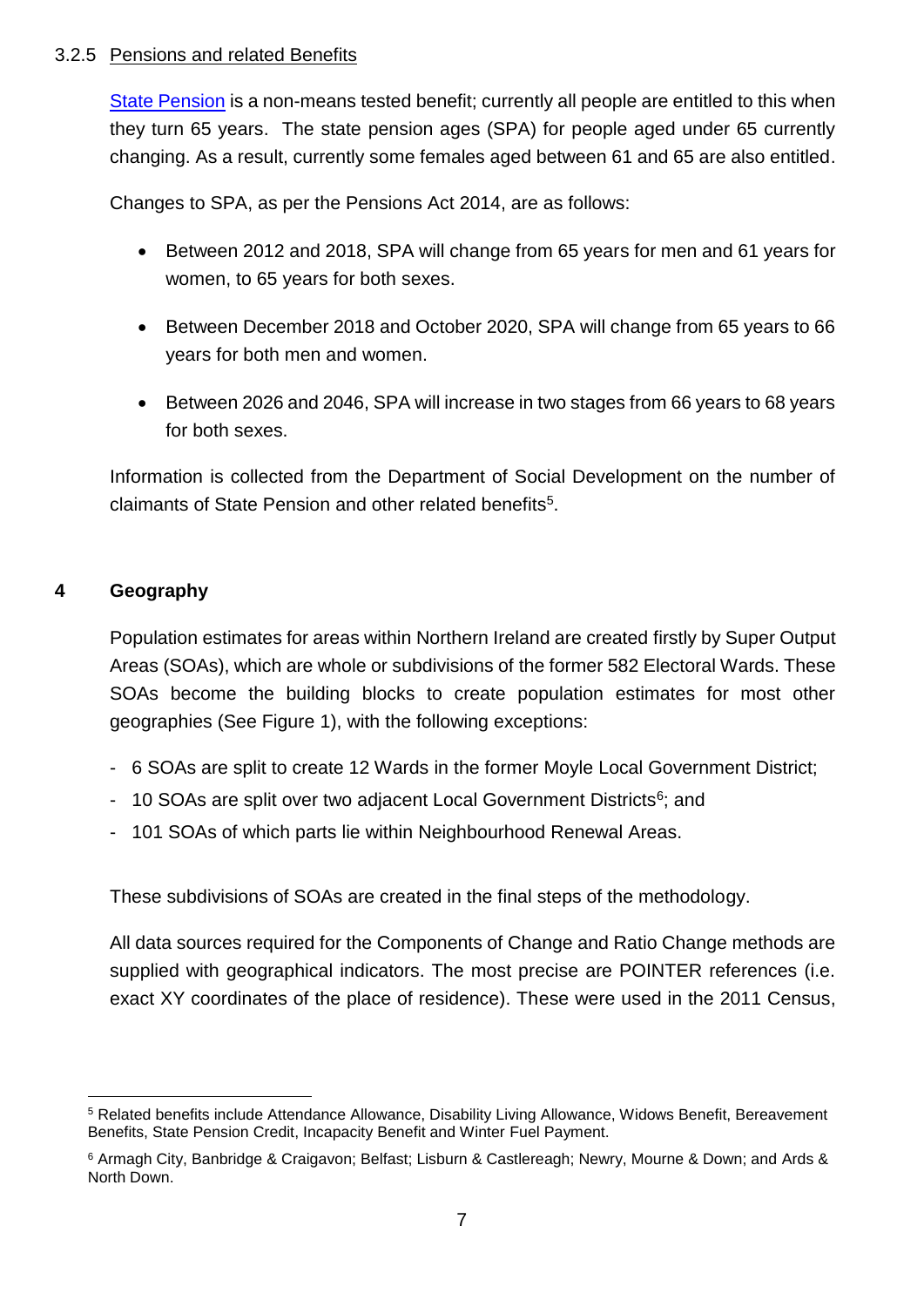### 3.2.5 Pensions and related Benefits

State Pension is a non-means tested benefit; currently all people are entitled to this when they turn 65 years. The state pension ages (SPA) for people aged under 65 currently changing. As a result, currently some females aged between 61 and 65 are also entitled.

Changes to SPA, as per the Pensions Act 2014, are as follows:

- Between 2012 and 2018, SPA will change from 65 years for men and 61 years for women, to 65 years for both sexes.
- Between December 2018 and October 2020, SPA will change from 65 years to 66 years for both men and women.
- Between 2026 and 2046, SPA will increase in two stages from 66 years to 68 years for both sexes.

Information is collected from the Department of Social Development on the number of claimants of State Pension and other related benefits[5].

## 4 Geography

Population estimates for areas within Northern Ireland are created firstly by Super Output Areas (SOAs), which are whole or subdivisions of the former 582 Electoral Wards. These SOAs become the building blocks to create population estimates for most other geographies (See Figure 1), with the following exceptions:

- 6 SOAs are split to create 12 Wards in the former Moyle Local Government District;
- 10 SOAs are split over two adjacent Local Government Districts[6]; and
- 101 SOAs of which parts lie within Neighbourhood Renewal Areas.

These subdivisions of SOAs are created in the final steps of the methodology.

All data sources required for the Components of Change and Ratio Change methods are supplied with geographical indicators. The most precise are POINTER references (i.e. exact XY coordinates of the place of residence). These were used in the 2011 Census,

---

[5] Related benefits include Attendance Allowance, Disability Living Allowance, Widows Benefit, Bereavement Benefits, State Pension Credit, Incapacity Benefit and Winter Fuel Payment.

[6] Armagh City, Banbridge & Craigavon; Belfast; Lisburn & Castlereagh; Newry, Mourne & Down; and Ards & North Down.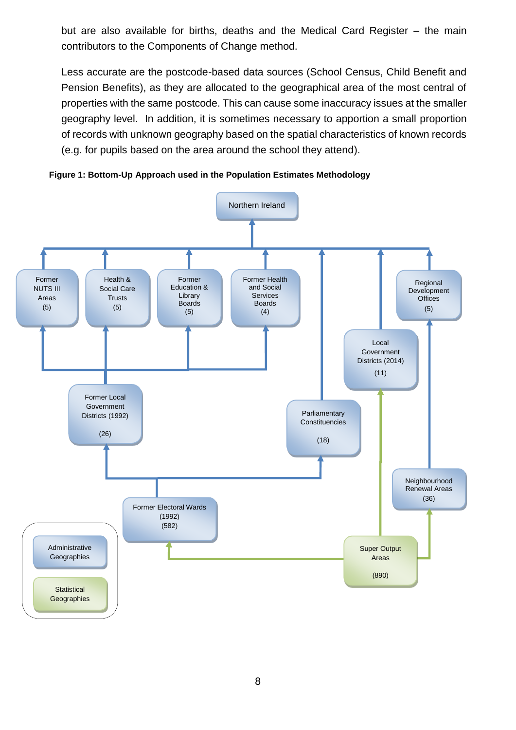but are also available for births, deaths and the Medical Card Register – the main contributors to the Components of Change method.

Less accurate are the postcode-based data sources (School Census, Child Benefit and Pension Benefits), as they are allocated to the geographical area of the most central of properties with the same postcode. This can cause some inaccuracy issues at the smaller geography level. In addition, it is sometimes necessary to apportion a small proportion of records with unknown geography based on the spatial characteristics of known records (e.g. for pupils based on the area around the school they attend).

**Figure 1: Bottom-Up Approach used in the Population Estimates Methodology**

Northern Ireland

Former NUTS III Areas (5)

Health & Social Care Trusts (5)

Former Education & Library Boards (5)

Former Health and Social Services Boards (4)

Regional Development Offices (5)

Local Government Districts (2014) (11)

Former Local Government Districts (1992) (26)

Parliamentary Constituencies (18)

Neighbourhood Renewal Areas (36)

Former Electoral Wards (1992) (582)

Super Output Areas (890)

Administrative Geographies

Statistical Geographies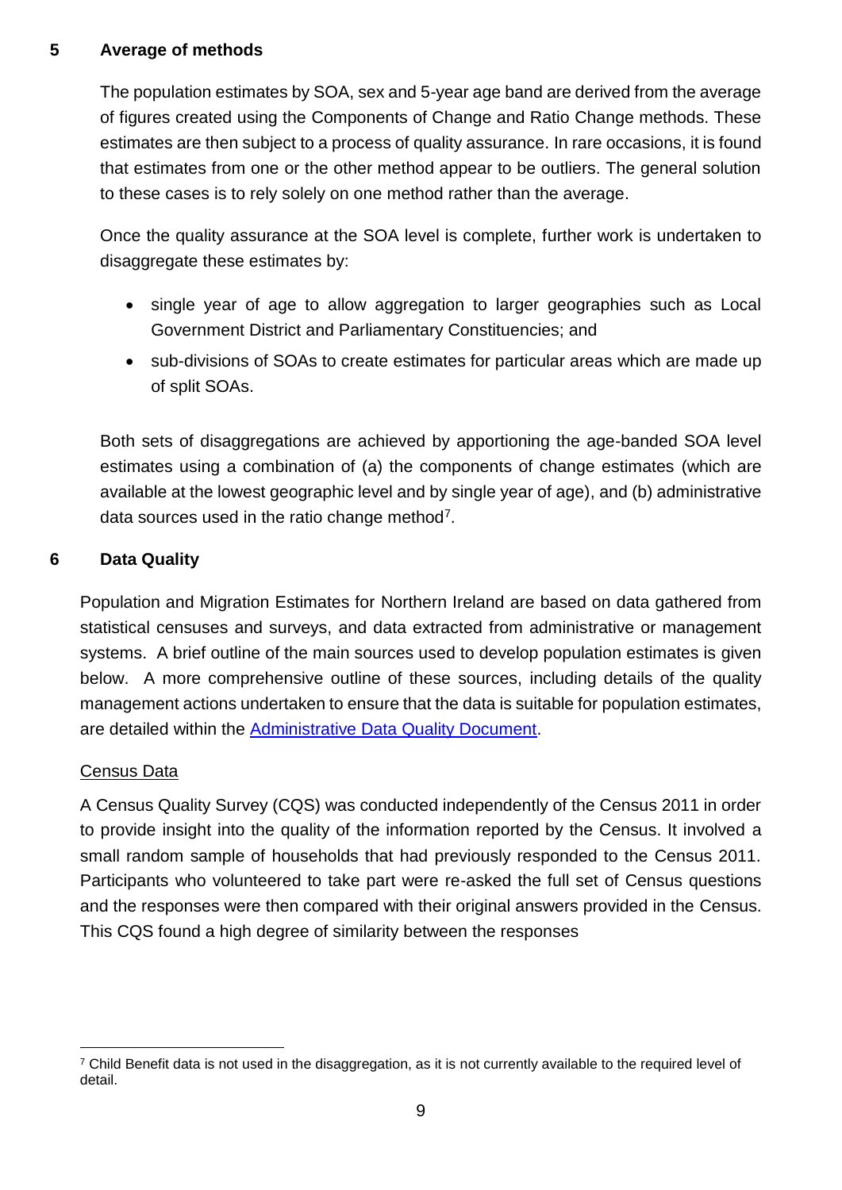## 5 Average of methods

The population estimates by SOA, sex and 5-year age band are derived from the average of figures created using the Components of Change and Ratio Change methods. These estimates are then subject to a process of quality assurance. In rare occasions, it is found that estimates from one or the other method appear to be outliers. The general solution to these cases is to rely solely on one method rather than the average.

Once the quality assurance at the SOA level is complete, further work is undertaken to disaggregate these estimates by:

- single year of age to allow aggregation to larger geographies such as Local Government District and Parliamentary Constituencies; and
- sub-divisions of SOAs to create estimates for particular areas which are made up of split SOAs.

Both sets of disaggregations are achieved by apportioning the age-banded SOA level estimates using a combination of (a) the components of change estimates (which are available at the lowest geographic level and by single year of age), and (b) administrative data sources used in the ratio change method[7].

## 6 Data Quality

Population and Migration Estimates for Northern Ireland are based on data gathered from statistical censuses and surveys, and data extracted from administrative or management systems. A brief outline of the main sources used to develop population estimates is given below. A more comprehensive outline of these sources, including details of the quality management actions undertaken to ensure that the data is suitable for population estimates, are detailed within the [Administrative Data Quality Document](Administrative Data Quality Document).

Census Data

A Census Quality Survey (CQS) was conducted independently of the Census 2011 in order to provide insight into the quality of the information reported by the Census. It involved a small random sample of households that had previously responded to the Census 2011. Participants who volunteered to take part were re-asked the full set of Census questions and the responses were then compared with their original answers provided in the Census. This CQS found a high degree of similarity between the responses

[7] Child Benefit data is not used in the disaggregation, as it is not currently available to the required level of detail.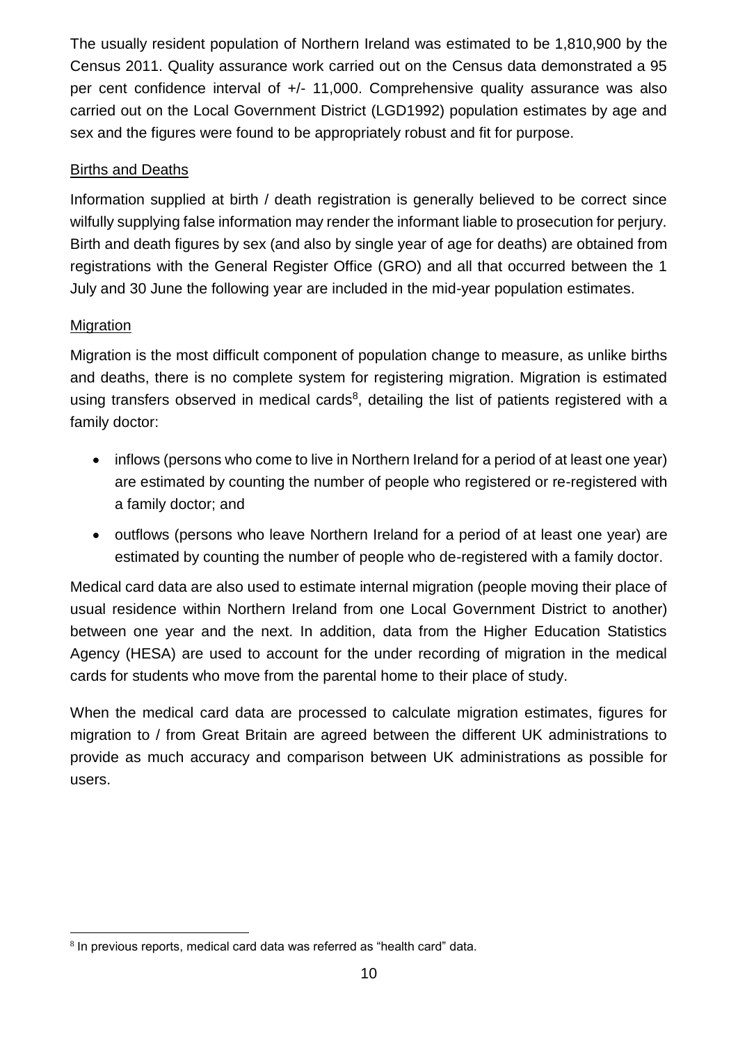The usually resident population of Northern Ireland was estimated to be 1,810,900 by the Census 2011. Quality assurance work carried out on the Census data demonstrated a 95 per cent confidence interval of +/- 11,000. Comprehensive quality assurance was also carried out on the Local Government District (LGD1992) population estimates by age and sex and the figures were found to be appropriately robust and fit for purpose.

### Births and Deaths

Information supplied at birth / death registration is generally believed to be correct since wilfully supplying false information may render the informant liable to prosecution for perjury. Birth and death figures by sex (and also by single year of age for deaths) are obtained from registrations with the General Register Office (GRO) and all that occurred between the 1 July and 30 June the following year are included in the mid-year population estimates.

### Migration

Migration is the most difficult component of population change to measure, as unlike births and deaths, there is no complete system for registering migration. Migration is estimated using transfers observed in medical cards[8], detailing the list of patients registered with a family doctor:

- inflows (persons who come to live in Northern Ireland for a period of at least one year) are estimated by counting the number of people who registered or re-registered with a family doctor; and
- outflows (persons who leave Northern Ireland for a period of at least one year) are estimated by counting the number of people who de-registered with a family doctor.

Medical card data are also used to estimate internal migration (people moving their place of usual residence within Northern Ireland from one Local Government District to another) between one year and the next. In addition, data from the Higher Education Statistics Agency (HESA) are used to account for the under recording of migration in the medical cards for students who move from the parental home to their place of study.

When the medical card data are processed to calculate migration estimates, figures for migration to / from Great Britain are agreed between the different UK administrations to provide as much accuracy and comparison between UK administrations as possible for users.

[8] In previous reports, medical card data was referred as "health card" data.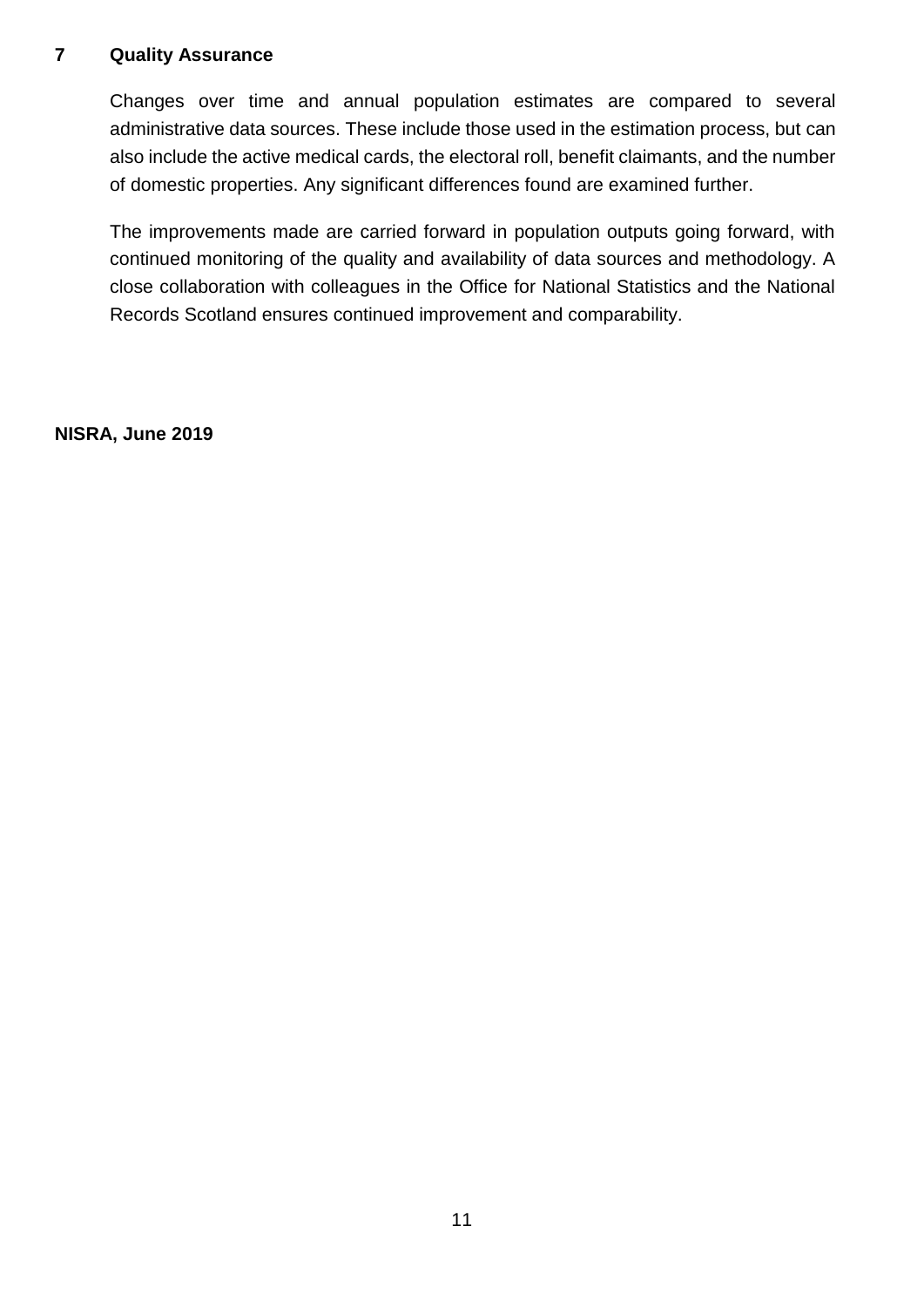## 7 Quality Assurance

Changes over time and annual population estimates are compared to several administrative data sources. These include those used in the estimation process, but can also include the active medical cards, the electoral roll, benefit claimants, and the number of domestic properties. Any significant differences found are examined further.

The improvements made are carried forward in population outputs going forward, with continued monitoring of the quality and availability of data sources and methodology. A close collaboration with colleagues in the Office for National Statistics and the National Records Scotland ensures continued improvement and comparability.

**NISRA, June 2019**